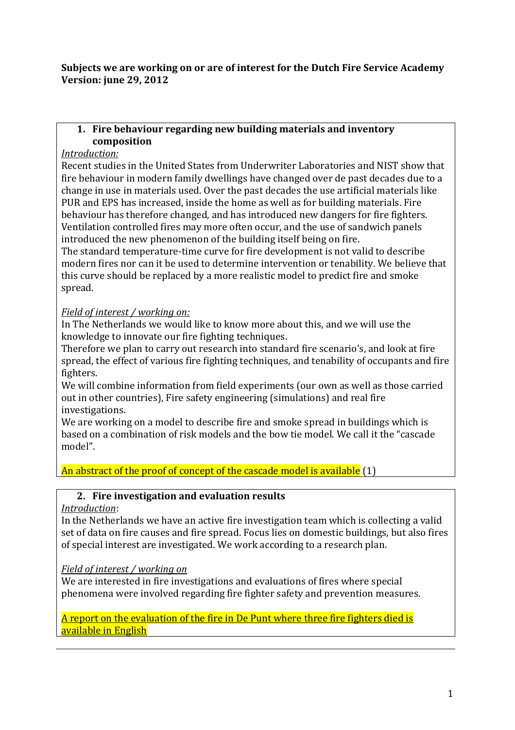**Subjects we are working on or are of interest for the Dutch Fire Service Academy**
**Version: june 29, 2012**

## 1. Fire behaviour regarding new building materials and inventory composition

*Introduction:*

Recent studies in the United States from Underwriter Laboratories and NIST show that fire behaviour in modern family dwellings have changed over de past decades due to a change in use in materials used. Over the past decades the use artificial materials like PUR and EPS has increased, inside the home as well as for building materials. Fire behaviour has therefore changed, and has introduced new dangers for fire fighters. Ventilation controlled fires may more often occur, and the use of sandwich panels introduced the new phenomenon of the building itself being on fire.

The standard temperature-time curve for fire development is not valid to describe modern fires nor can it be used to determine intervention or tenability. We believe that this curve should be replaced by a more realistic model to predict fire and smoke spread.

*Field of interest / working on:*

In The Netherlands we would like to know more about this, and we will use the knowledge to innovate our fire fighting techniques.

Therefore we plan to carry out research into standard fire scenario's, and look at fire spread, the effect of various fire fighting techniques, and tenability of occupants and fire fighters.

We will combine information from field experiments (our own as well as those carried out in other countries), Fire safety engineering (simulations) and real fire investigations.

We are working on a model to describe fire and smoke spread in buildings which is based on a combination of risk models and the bow tie model. We call it the "cascade model".

An abstract of the proof of concept of the cascade model is available (1)

## 2. Fire investigation and evaluation results

*Introduction*:

In the Netherlands we have an active fire investigation team which is collecting a valid set of data on fire causes and fire spread. Focus lies on domestic buildings, but also fires of special interest are investigated. We work according to a research plan.

*Field of interest / working on*

We are interested in fire investigations and evaluations of fires where special phenomena were involved regarding fire fighter safety and prevention measures.

A report on the evaluation of the fire in De Punt where three fire fighters died is available in English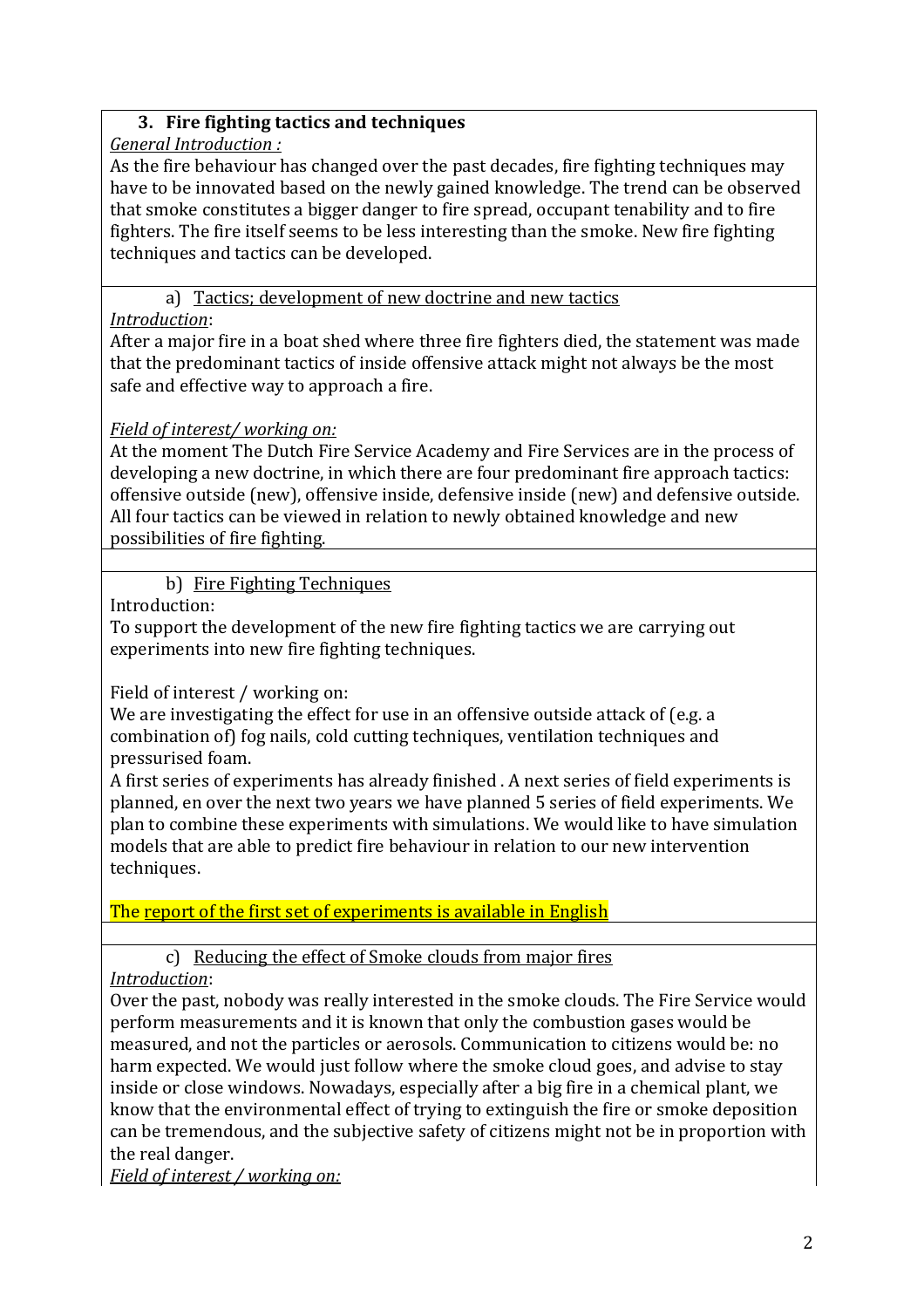### 3. Fire fighting tactics and techniques

*General Introduction :*

As the fire behaviour has changed over the past decades, fire fighting techniques may have to be innovated based on the newly gained knowledge. The trend can be observed that smoke constitutes a bigger danger to fire spread, occupant tenability and to fire fighters. The fire itself seems to be less interesting than the smoke. New fire fighting techniques and tactics can be developed.

#### a) Tactics; development of new doctrine and new tactics

*Introduction*:

After a major fire in a boat shed where three fire fighters died, the statement was made that the predominant tactics of inside offensive attack might not always be the most safe and effective way to approach a fire.

*Field of interest/ working on:*

At the moment The Dutch Fire Service Academy and Fire Services are in the process of developing a new doctrine, in which there are four predominant fire approach tactics: offensive outside (new), offensive inside, defensive inside (new) and defensive outside. All four tactics can be viewed in relation to newly obtained knowledge and new possibilities of fire fighting.

#### b) Fire Fighting Techniques

Introduction:

To support the development of the new fire fighting tactics we are carrying out experiments into new fire fighting techniques.

Field of interest / working on:

We are investigating the effect for use in an offensive outside attack of (e.g. a combination of) fog nails, cold cutting techniques, ventilation techniques and pressurised foam.

A first series of experiments has already finished . A next series of field experiments is planned, en over the next two years we have planned 5 series of field experiments. We plan to combine these experiments with simulations. We would like to have simulation models that are able to predict fire behaviour in relation to our new intervention techniques.

The report of the first set of experiments is available in English

#### c) Reducing the effect of Smoke clouds from major fires

*Introduction*:

Over the past, nobody was really interested in the smoke clouds. The Fire Service would perform measurements and it is known that only the combustion gases would be measured, and not the particles or aerosols. Communication to citizens would be: no harm expected. We would just follow where the smoke cloud goes, and advise to stay inside or close windows. Nowadays, especially after a big fire in a chemical plant, we know that the environmental effect of trying to extinguish the fire or smoke deposition can be tremendous, and the subjective safety of citizens might not be in proportion with the real danger.

*Field of interest / working on:*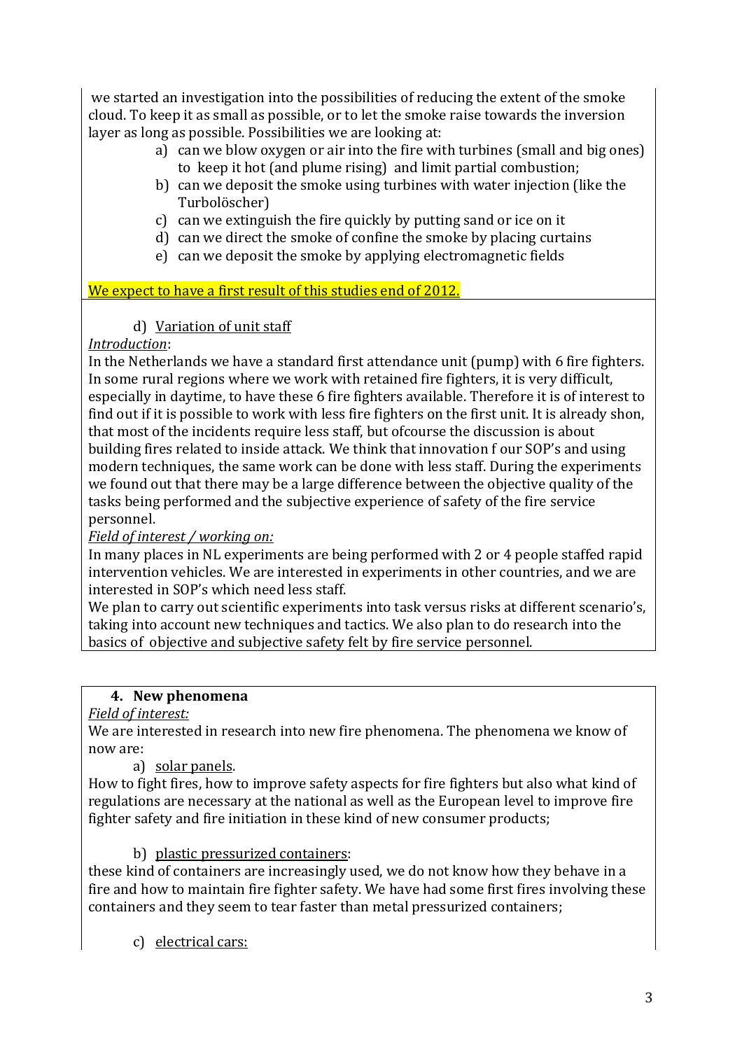we started an investigation into the possibilities of reducing the extent of the smoke cloud. To keep it as small as possible, or to let the smoke raise towards the inversion layer as long as possible. Possibilities we are looking at:

a) can we blow oxygen or air into the fire with turbines (small and big ones) to keep it hot (and plume rising) and limit partial combustion;
b) can we deposit the smoke using turbines with water injection (like the Turbolöscher)
c) can we extinguish the fire quickly by putting sand or ice on it
d) can we direct the smoke of confine the smoke by placing curtains
e) can we deposit the smoke by applying electromagnetic fields

We expect to have a first result of this studies end of 2012.

d) Variation of unit staff

*Introduction*:

In the Netherlands we have a standard first attendance unit (pump) with 6 fire fighters. In some rural regions where we work with retained fire fighters, it is very difficult, especially in daytime, to have these 6 fire fighters available. Therefore it is of interest to find out if it is possible to work with less fire fighters on the first unit. It is already shon, that most of the incidents require less staff, but ofcourse the discussion is about building fires related to inside attack. We think that innovation f our SOP's and using modern techniques, the same work can be done with less staff. During the experiments we found out that there may be a large difference between the objective quality of the tasks being performed and the subjective experience of safety of the fire service personnel.

*Field of interest / working on:*

In many places in NL experiments are being performed with 2 or 4 people staffed rapid intervention vehicles. We are interested in experiments in other countries, and we are interested in SOP's which need less staff.

We plan to carry out scientific experiments into task versus risks at different scenario's, taking into account new techniques and tactics. We also plan to do research into the basics of objective and subjective safety felt by fire service personnel.

## 4. New phenomena

*Field of interest:*

We are interested in research into new fire phenomena. The phenomena we know of now are:

a) solar panels.

How to fight fires, how to improve safety aspects for fire fighters but also what kind of regulations are necessary at the national as well as the European level to improve fire fighter safety and fire initiation in these kind of new consumer products;

b) plastic pressurized containers:

these kind of containers are increasingly used, we do not know how they behave in a fire and how to maintain fire fighter safety. We have had some first fires involving these containers and they seem to tear faster than metal pressurized containers;

c) electrical cars: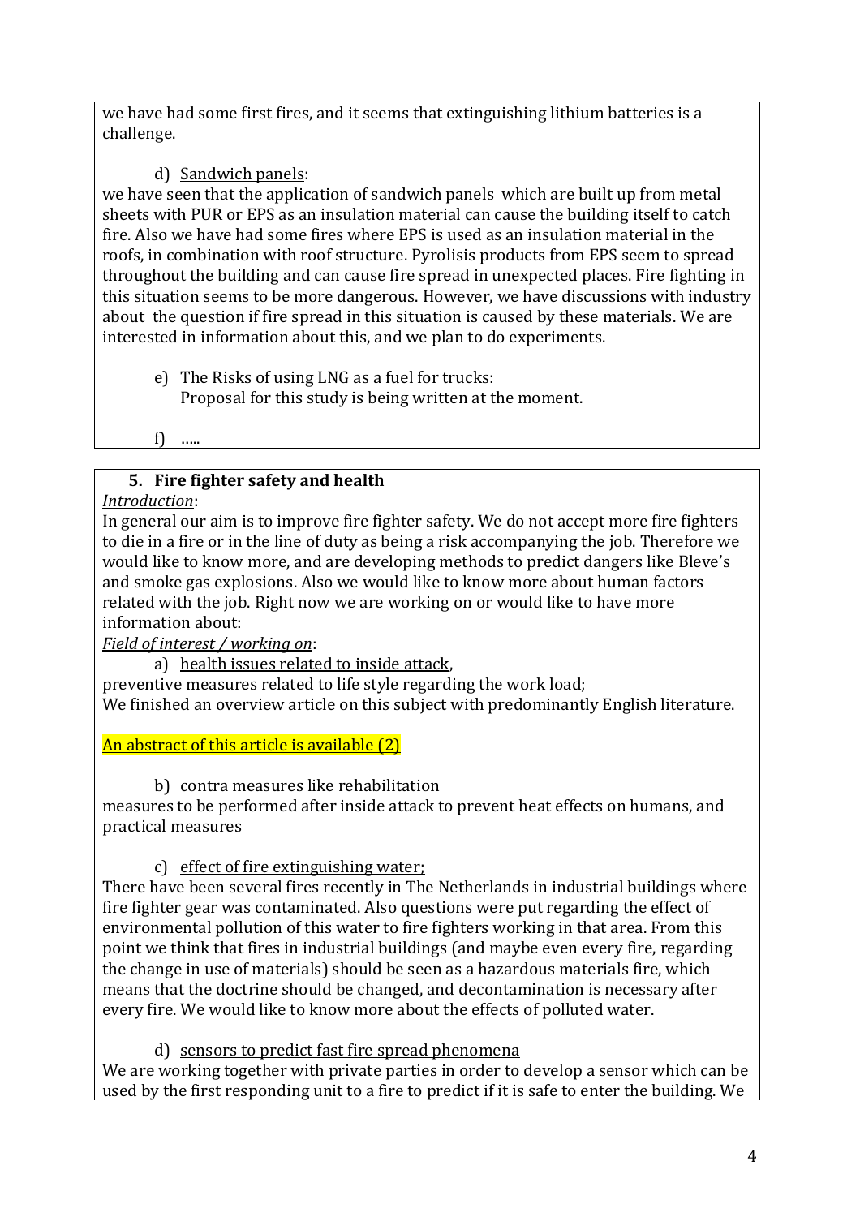we have had some first fires, and it seems that extinguishing lithium batteries is a challenge.

d) Sandwich panels:

we have seen that the application of sandwich panels which are built up from metal sheets with PUR or EPS as an insulation material can cause the building itself to catch fire. Also we have had some fires where EPS is used as an insulation material in the roofs, in combination with roof structure. Pyrolisis products from EPS seem to spread throughout the building and can cause fire spread in unexpected places. Fire fighting in this situation seems to be more dangerous. However, we have discussions with industry about the question if fire spread in this situation is caused by these materials. We are interested in information about this, and we plan to do experiments.

e) The Risks of using LNG as a fuel for trucks:
Proposal for this study is being written at the moment.

f) .....

### 5. Fire fighter safety and health

*Introduction*:

In general our aim is to improve fire fighter safety. We do not accept more fire fighters to die in a fire or in the line of duty as being a risk accompanying the job. Therefore we would like to know more, and are developing methods to predict dangers like Bleve's and smoke gas explosions. Also we would like to know more about human factors related with the job. Right now we are working on or would like to have more information about:

*Field of interest / working on*:

a) health issues related to inside attack,

preventive measures related to life style regarding the work load;
We finished an overview article on this subject with predominantly English literature.

An abstract of this article is available (2)

b) contra measures like rehabilitation

measures to be performed after inside attack to prevent heat effects on humans, and practical measures

c) effect of fire extinguishing water;

There have been several fires recently in The Netherlands in industrial buildings where fire fighter gear was contaminated. Also questions were put regarding the effect of environmental pollution of this water to fire fighters working in that area. From this point we think that fires in industrial buildings (and maybe even every fire, regarding the change in use of materials) should be seen as a hazardous materials fire, which means that the doctrine should be changed, and decontamination is necessary after every fire. We would like to know more about the effects of polluted water.

d) sensors to predict fast fire spread phenomena

We are working together with private parties in order to develop a sensor which can be used by the first responding unit to a fire to predict if it is safe to enter the building. We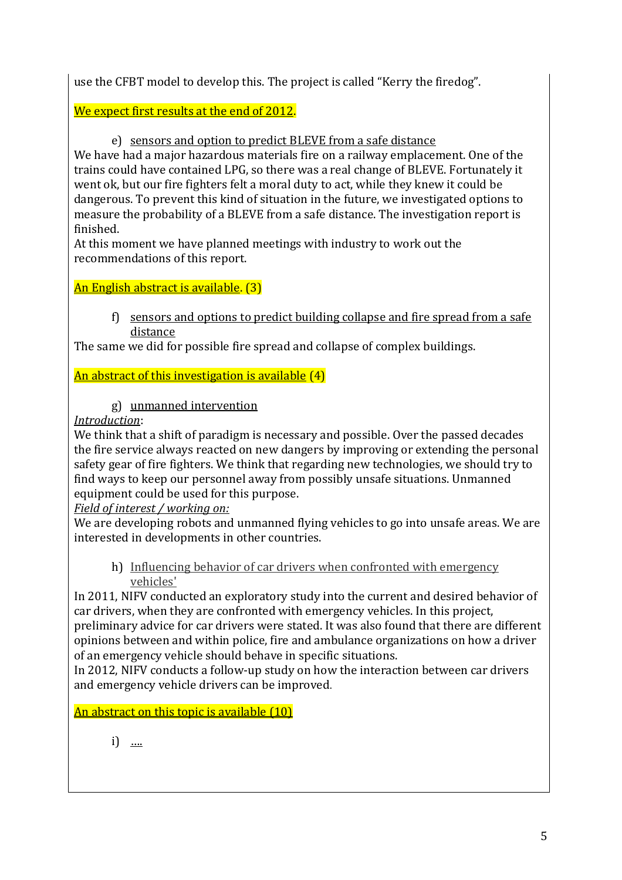use the CFBT model to develop this. The project is called "Kerry the firedog".

We expect first results at the end of 2012.

e) sensors and option to predict BLEVE from a safe distance

We have had a major hazardous materials fire on a railway emplacement. One of the trains could have contained LPG, so there was a real change of BLEVE. Fortunately it went ok, but our fire fighters felt a moral duty to act, while they knew it could be dangerous. To prevent this kind of situation in the future, we investigated options to measure the probability of a BLEVE from a safe distance. The investigation report is finished.
At this moment we have planned meetings with industry to work out the recommendations of this report.

An English abstract is available. (3)

f) sensors and options to predict building collapse and fire spread from a safe distance

The same we did for possible fire spread and collapse of complex buildings.

An abstract of this investigation is available (4)

g) unmanned intervention

*Introduction*:
We think that a shift of paradigm is necessary and possible. Over the passed decades the fire service always reacted on new dangers by improving or extending the personal safety gear of fire fighters. We think that regarding new technologies, we should try to find ways to keep our personnel away from possibly unsafe situations. Unmanned equipment could be used for this purpose.
*Field of interest / working on:*
We are developing robots and unmanned flying vehicles to go into unsafe areas. We are interested in developments in other countries.

h) Influencing behavior of car drivers when confronted with emergency vehicles'

In 2011, NIFV conducted an exploratory study into the current and desired behavior of car drivers, when they are confronted with emergency vehicles. In this project, preliminary advice for car drivers were stated. It was also found that there are different opinions between and within police, fire and ambulance organizations on how a driver of an emergency vehicle should behave in specific situations.
In 2012, NIFV conducts a follow-up study on how the interaction between car drivers and emergency vehicle drivers can be improved.

An abstract on this topic is available (10)

i) ....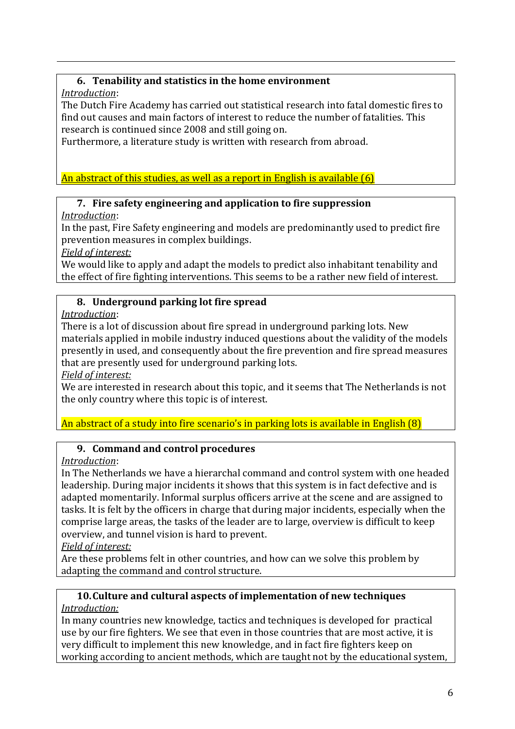### 6. Tenability and statistics in the home environment

*Introduction*:

The Dutch Fire Academy has carried out statistical research into fatal domestic fires to find out causes and main factors of interest to reduce the number of fatalities. This research is continued since 2008 and still going on.

Furthermore, a literature study is written with research from abroad.

An abstract of this studies, as well as a report in English is available (6)

### 7. Fire safety engineering and application to fire suppression

*Introduction*:

In the past, Fire Safety engineering and models are predominantly used to predict fire prevention measures in complex buildings.

*Field of interest:*

We would like to apply and adapt the models to predict also inhabitant tenability and the effect of fire fighting interventions. This seems to be a rather new field of interest.

### 8. Underground parking lot fire spread

*Introduction*:

There is a lot of discussion about fire spread in underground parking lots. New materials applied in mobile industry induced questions about the validity of the models presently in used, and consequently about the fire prevention and fire spread measures that are presently used for underground parking lots.

*Field of interest:*

We are interested in research about this topic, and it seems that The Netherlands is not the only country where this topic is of interest.

An abstract of a study into fire scenario's in parking lots is available in English (8)

### 9. Command and control procedures

*Introduction*:

In The Netherlands we have a hierarchal command and control system with one headed leadership. During major incidents it shows that this system is in fact defective and is adapted momentarily. Informal surplus officers arrive at the scene and are assigned to tasks. It is felt by the officers in charge that during major incidents, especially when the comprise large areas, the tasks of the leader are to large, overview is difficult to keep overview, and tunnel vision is hard to prevent.

*Field of interest:*

Are these problems felt in other countries, and how can we solve this problem by adapting the command and control structure.

### 10. Culture and cultural aspects of implementation of new techniques

*Introduction:*

In many countries new knowledge, tactics and techniques is developed for practical use by our fire fighters. We see that even in those countries that are most active, it is very difficult to implement this new knowledge, and in fact fire fighters keep on working according to ancient methods, which are taught not by the educational system,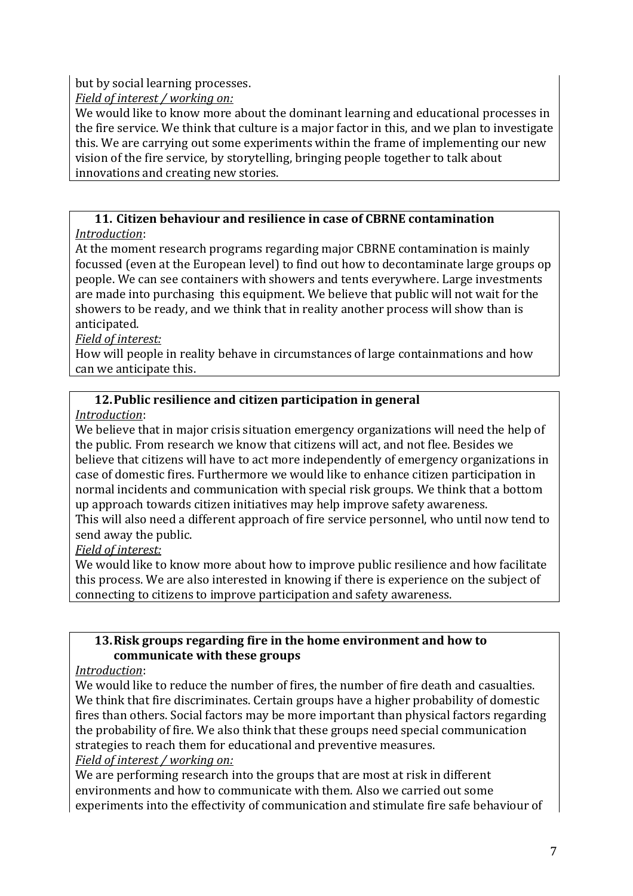but by social learning processes.

*Field of interest / working on:*

We would like to know more about the dominant learning and educational processes in the fire service. We think that culture is a major factor in this, and we plan to investigate this. We are carrying out some experiments within the frame of implementing our new vision of the fire service, by storytelling, bringing people together to talk about innovations and creating new stories.

### 11. Citizen behaviour and resilience in case of CBRNE contamination

*Introduction*:

At the moment research programs regarding major CBRNE contamination is mainly focussed (even at the European level) to find out how to decontaminate large groups op people. We can see containers with showers and tents everywhere. Large investments are made into purchasing this equipment. We believe that public will not wait for the showers to be ready, and we think that in reality another process will show than is anticipated.

*Field of interest:*

How will people in reality behave in circumstances of large containmations and how can we anticipate this.

### 12. Public resilience and citizen participation in general

*Introduction*:

We believe that in major crisis situation emergency organizations will need the help of the public. From research we know that citizens will act, and not flee. Besides we believe that citizens will have to act more independently of emergency organizations in case of domestic fires. Furthermore we would like to enhance citizen participation in normal incidents and communication with special risk groups. We think that a bottom up approach towards citizen initiatives may help improve safety awareness.

This will also need a different approach of fire service personnel, who until now tend to send away the public.

*Field of interest:*

We would like to know more about how to improve public resilience and how facilitate this process. We are also interested in knowing if there is experience on the subject of connecting to citizens to improve participation and safety awareness.

### 13. Risk groups regarding fire in the home environment and how to communicate with these groups

*Introduction*:

We would like to reduce the number of fires, the number of fire death and casualties. We think that fire discriminates. Certain groups have a higher probability of domestic fires than others. Social factors may be more important than physical factors regarding the probability of fire. We also think that these groups need special communication strategies to reach them for educational and preventive measures.

*Field of interest / working on:*

We are performing research into the groups that are most at risk in different environments and how to communicate with them. Also we carried out some experiments into the effectivity of communication and stimulate fire safe behaviour of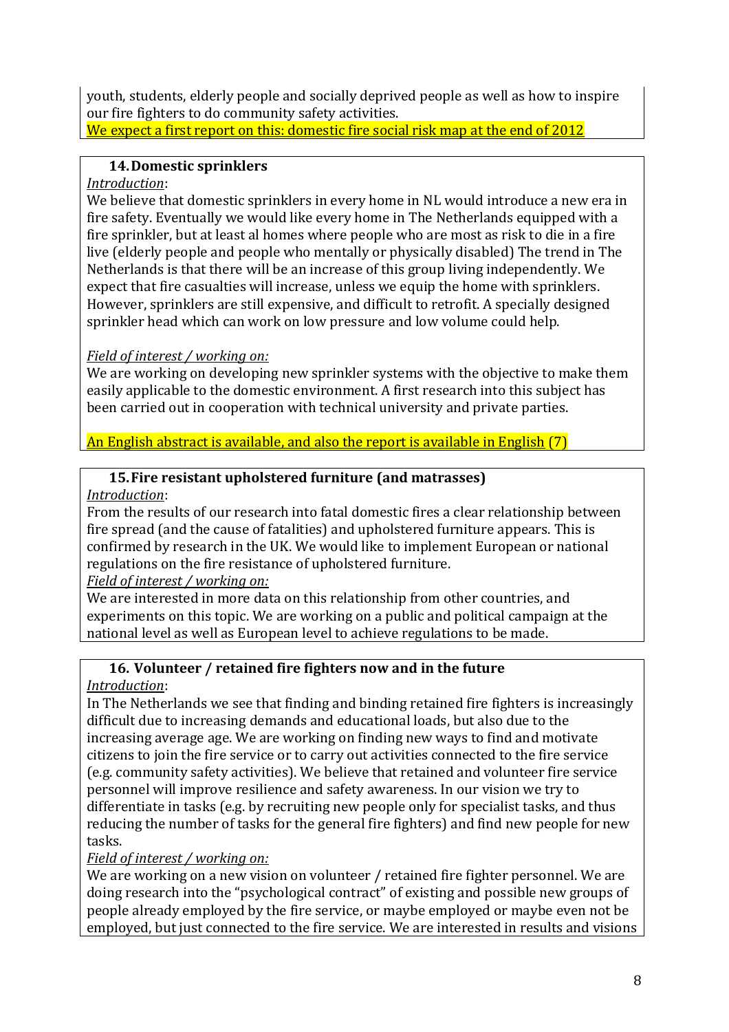youth, students, elderly people and socially deprived people as well as how to inspire our fire fighters to do community safety activities.

We expect a first report on this: domestic fire social risk map at the end of 2012

### 14. Domestic sprinklers

*Introduction*:

We believe that domestic sprinklers in every home in NL would introduce a new era in fire safety. Eventually we would like every home in The Netherlands equipped with a fire sprinkler, but at least al homes where people who are most as risk to die in a fire live (elderly people and people who mentally or physically disabled) The trend in The Netherlands is that there will be an increase of this group living independently. We expect that fire casualties will increase, unless we equip the home with sprinklers. However, sprinklers are still expensive, and difficult to retrofit. A specially designed sprinkler head which can work on low pressure and low volume could help.

*Field of interest / working on:*

We are working on developing new sprinkler systems with the objective to make them easily applicable to the domestic environment. A first research into this subject has been carried out in cooperation with technical university and private parties.

An English abstract is available, and also the report is available in English (7)

### 15. Fire resistant upholstered furniture (and matrasses)

*Introduction*:

From the results of our research into fatal domestic fires a clear relationship between fire spread (and the cause of fatalities) and upholstered furniture appears. This is confirmed by research in the UK. We would like to implement European or national regulations on the fire resistance of upholstered furniture.

*Field of interest / working on:*

We are interested in more data on this relationship from other countries, and experiments on this topic. We are working on a public and political campaign at the national level as well as European level to achieve regulations to be made.

### 16. Volunteer / retained fire fighters now and in the future

*Introduction*:

In The Netherlands we see that finding and binding retained fire fighters is increasingly difficult due to increasing demands and educational loads, but also due to the increasing average age. We are working on finding new ways to find and motivate citizens to join the fire service or to carry out activities connected to the fire service (e.g. community safety activities). We believe that retained and volunteer fire service personnel will improve resilience and safety awareness. In our vision we try to differentiate in tasks (e.g. by recruiting new people only for specialist tasks, and thus reducing the number of tasks for the general fire fighters) and find new people for new tasks.

*Field of interest / working on:*

We are working on a new vision on volunteer / retained fire fighter personnel. We are doing research into the "psychological contract" of existing and possible new groups of people already employed by the fire service, or maybe employed or maybe even not be employed, but just connected to the fire service. We are interested in results and visions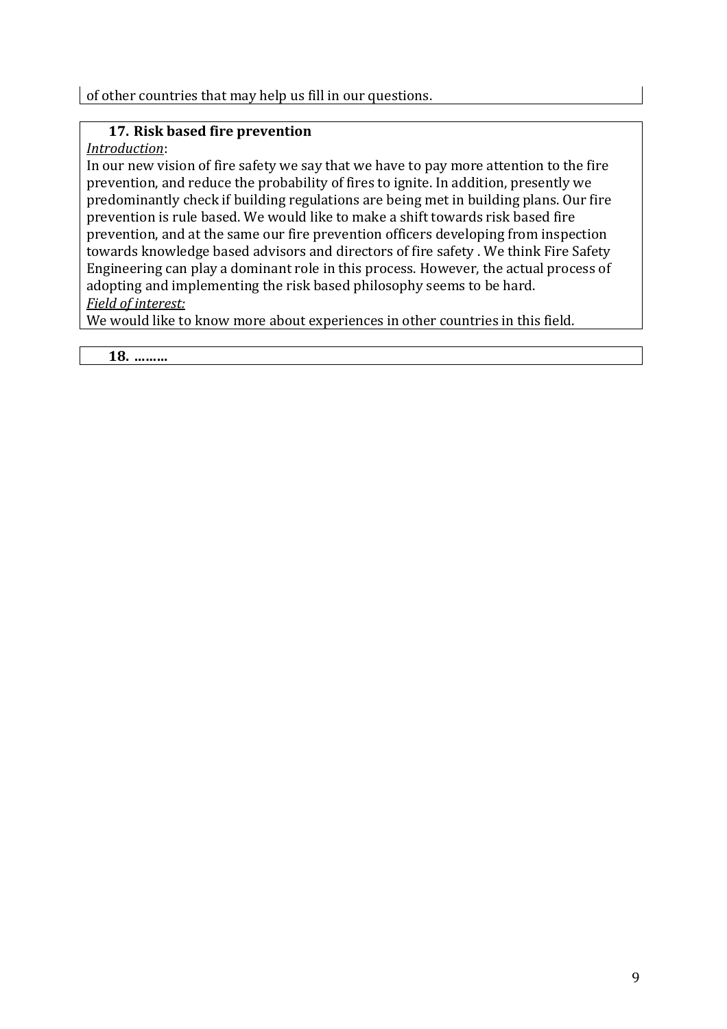of other countries that may help us fill in our questions.

### 17. Risk based fire prevention

*Introduction*:

In our new vision of fire safety we say that we have to pay more attention to the fire prevention, and reduce the probability of fires to ignite. In addition, presently we predominantly check if building regulations are being met in building plans. Our fire prevention is rule based. We would like to make a shift towards risk based fire prevention, and at the same our fire prevention officers developing from inspection towards knowledge based advisors and directors of fire safety . We think Fire Safety Engineering can play a dominant role in this process. However, the actual process of adopting and implementing the risk based philosophy seems to be hard.

*Field of interest:*

We would like to know more about experiences in other countries in this field.

### 18. ………